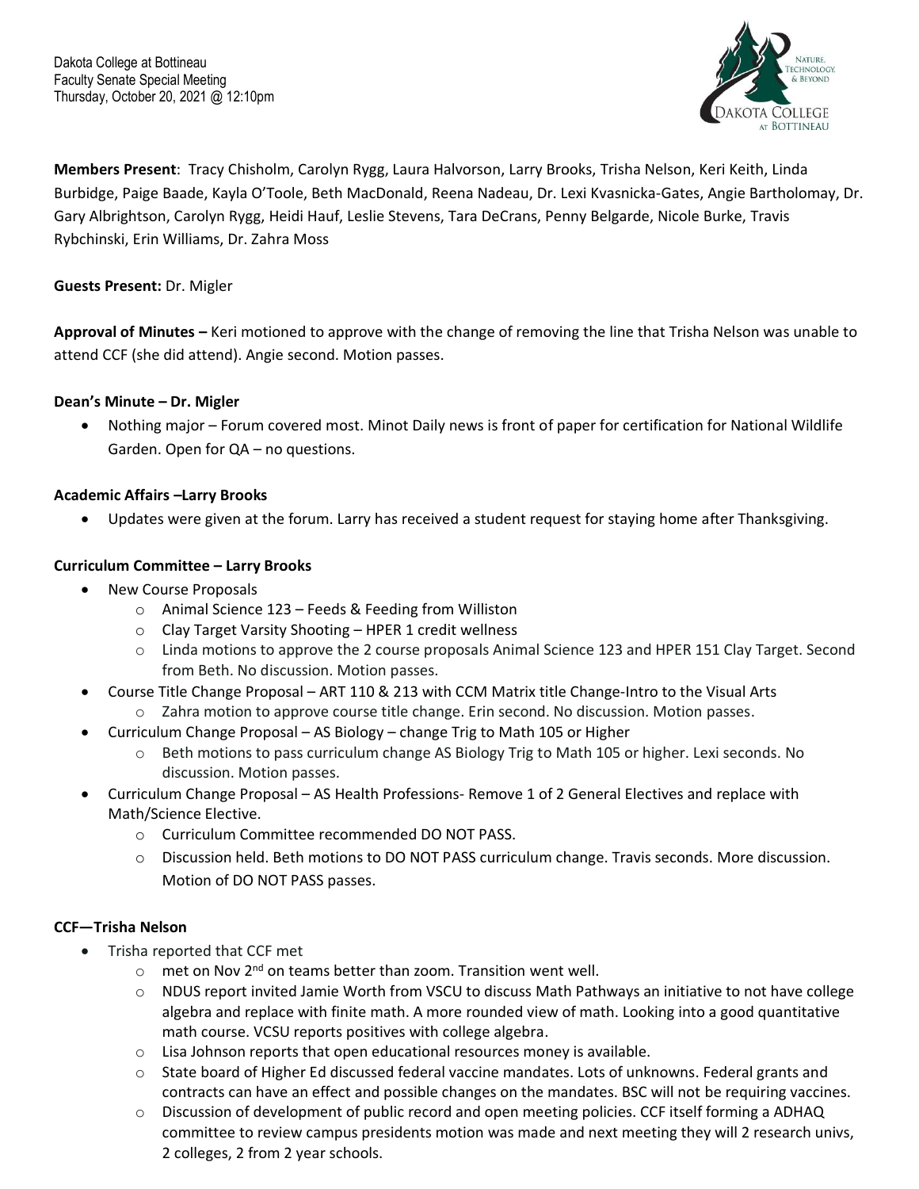Dakota College at Bottineau
Faculty Senate Special Meeting
Thursday, October 20, 2021 @ 12:10pm

**Members Present**: Tracy Chisholm, Carolyn Rygg, Laura Halvorson, Larry Brooks, Trisha Nelson, Keri Keith, Linda Burbidge, Paige Baade, Kayla O'Toole, Beth MacDonald, Reena Nadeau, Dr. Lexi Kvasnicka-Gates, Angie Bartholomay, Dr. Gary Albrightson, Carolyn Rygg, Heidi Hauf, Leslie Stevens, Tara DeCrans, Penny Belgarde, Nicole Burke, Travis Rybchinski, Erin Williams, Dr. Zahra Moss

**Guests Present:** Dr. Migler

**Approval of Minutes –** Keri motioned to approve with the change of removing the line that Trisha Nelson was unable to attend CCF (she did attend). Angie second. Motion passes.

**Dean's Minute – Dr. Migler**

- Nothing major – Forum covered most. Minot Daily news is front of paper for certification for National Wildlife Garden. Open for QA – no questions.

**Academic Affairs –Larry Brooks**

- Updates were given at the forum. Larry has received a student request for staying home after Thanksgiving.

**Curriculum Committee – Larry Brooks**

- New Course Proposals
  - Animal Science 123 – Feeds & Feeding from Williston
  - Clay Target Varsity Shooting – HPER 1 credit wellness
  - Linda motions to approve the 2 course proposals Animal Science 123 and HPER 151 Clay Target. Second from Beth. No discussion. Motion passes.
- Course Title Change Proposal – ART 110 & 213 with CCM Matrix title Change-Intro to the Visual Arts
  - Zahra motion to approve course title change. Erin second. No discussion. Motion passes.
- Curriculum Change Proposal – AS Biology – change Trig to Math 105 or Higher
  - Beth motions to pass curriculum change AS Biology Trig to Math 105 or higher. Lexi seconds. No discussion. Motion passes.
- Curriculum Change Proposal – AS Health Professions- Remove 1 of 2 General Electives and replace with Math/Science Elective.
  - Curriculum Committee recommended DO NOT PASS.
  - Discussion held. Beth motions to DO NOT PASS curriculum change. Travis seconds. More discussion. Motion of DO NOT PASS passes.

**CCF—Trisha Nelson**

- Trisha reported that CCF met
  - met on Nov 2nd on teams better than zoom. Transition went well.
  - NDUS report invited Jamie Worth from VSCU to discuss Math Pathways an initiative to not have college algebra and replace with finite math. A more rounded view of math. Looking into a good quantitative math course. VCSU reports positives with college algebra.
  - Lisa Johnson reports that open educational resources money is available.
  - State board of Higher Ed discussed federal vaccine mandates. Lots of unknowns. Federal grants and contracts can have an effect and possible changes on the mandates. BSC will not be requiring vaccines.
  - Discussion of development of public record and open meeting policies. CCF itself forming a ADHAQ committee to review campus presidents motion was made and next meeting they will 2 research univs, 2 colleges, 2 from 2 year schools.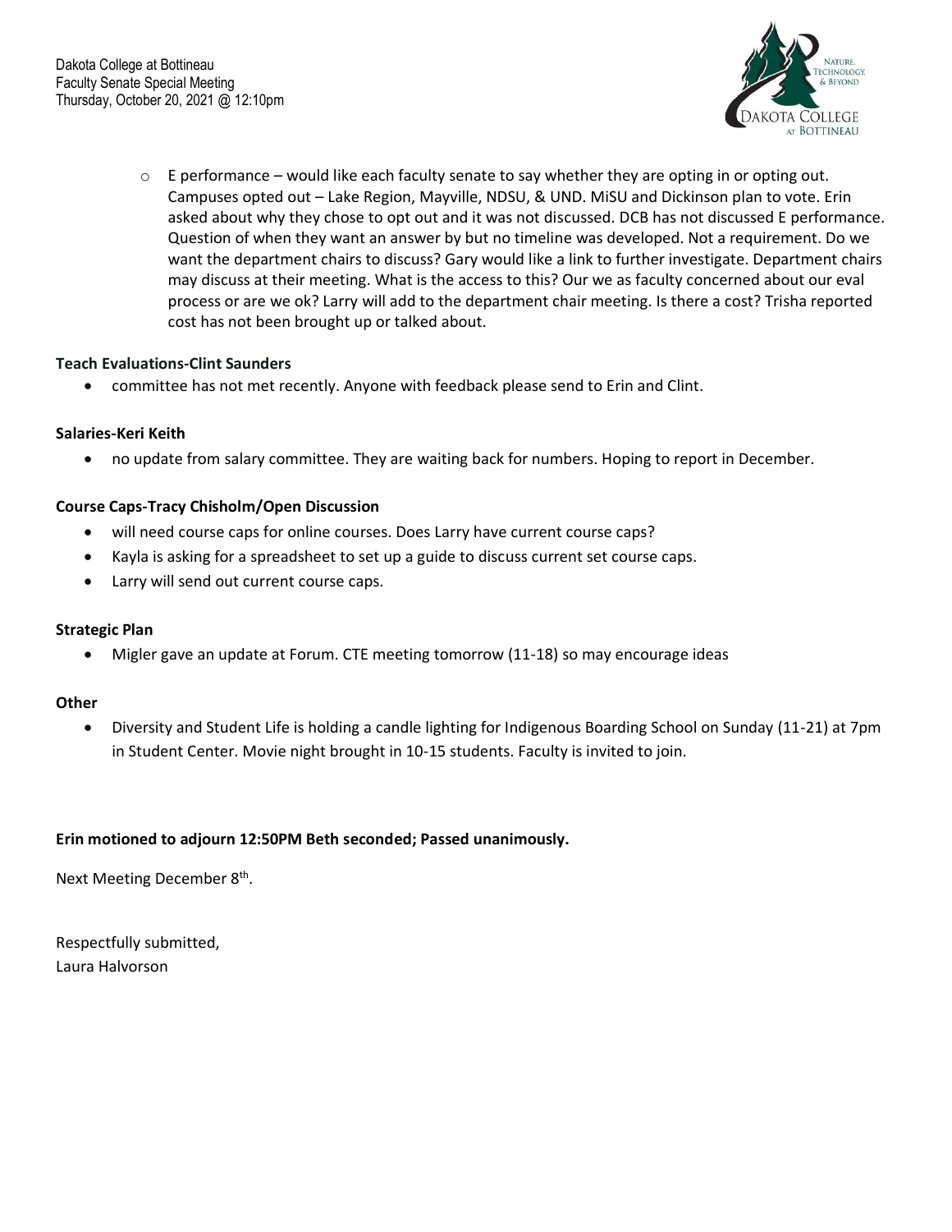- E performance – would like each faculty senate to say whether they are opting in or opting out. Campuses opted out – Lake Region, Mayville, NDSU, & UND. MiSU and Dickinson plan to vote. Erin asked about why they chose to opt out and it was not discussed. DCB has not discussed E performance. Question of when they want an answer by but no timeline was developed. Not a requirement. Do we want the department chairs to discuss? Gary would like a link to further investigate. Department chairs may discuss at their meeting. What is the access to this? Our we as faculty concerned about our eval process or are we ok? Larry will add to the department chair meeting. Is there a cost? Trisha reported cost has not been brought up or talked about.

**Teach Evaluations-Clint Saunders**

- committee has not met recently. Anyone with feedback please send to Erin and Clint.

**Salaries-Keri Keith**

- no update from salary committee. They are waiting back for numbers. Hoping to report in December.

**Course Caps-Tracy Chisholm/Open Discussion**

- will need course caps for online courses. Does Larry have current course caps?
- Kayla is asking for a spreadsheet to set up a guide to discuss current set course caps.
- Larry will send out current course caps.

**Strategic Plan**

- Migler gave an update at Forum. CTE meeting tomorrow (11-18) so may encourage ideas

**Other**

- Diversity and Student Life is holding a candle lighting for Indigenous Boarding School on Sunday (11-21) at 7pm in Student Center. Movie night brought in 10-15 students. Faculty is invited to join.

**Erin motioned to adjourn 12:50PM Beth seconded; Passed unanimously.**

Next Meeting December 8th.

Respectfully submitted,
Laura Halvorson